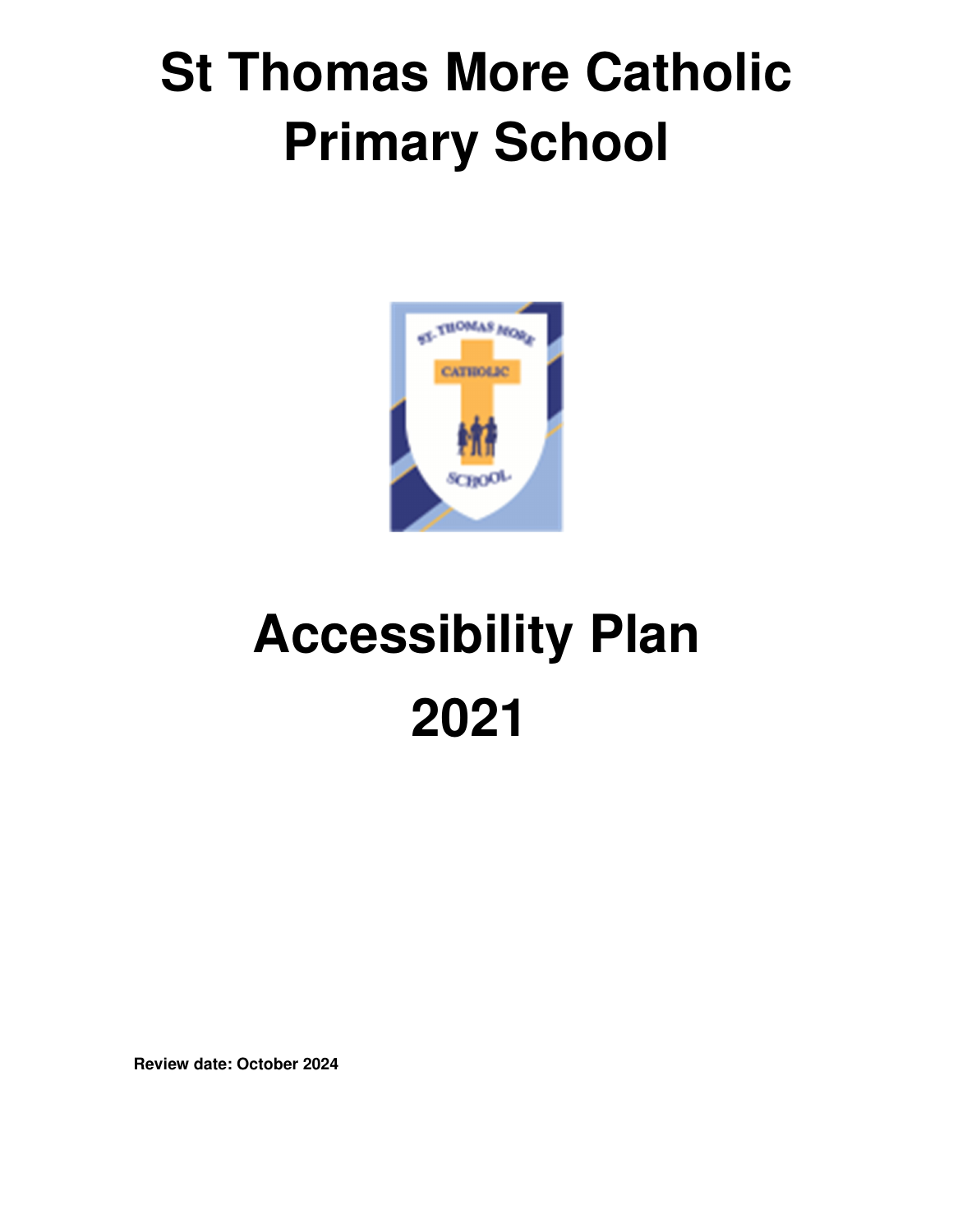# St Thomas More Catholic Primary School

# Accessibility Plan 2021

**Review date: October 2024**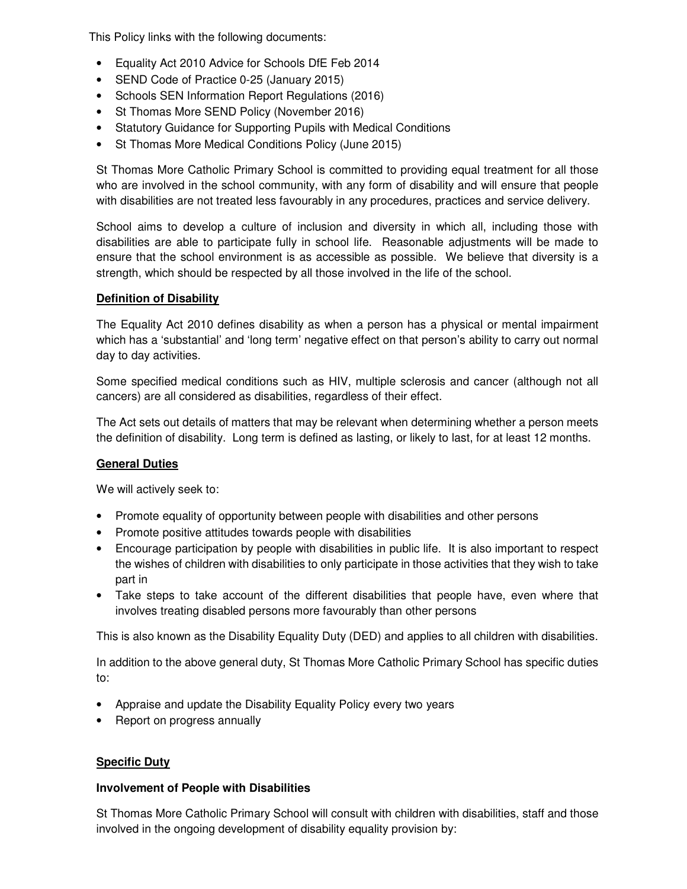This Policy links with the following documents:

- Equality Act 2010 Advice for Schools DfE Feb 2014
- SEND Code of Practice 0-25 (January 2015)
- Schools SEN Information Report Regulations (2016)
- St Thomas More SEND Policy (November 2016)
- Statutory Guidance for Supporting Pupils with Medical Conditions
- St Thomas More Medical Conditions Policy (June 2015)

St Thomas More Catholic Primary School is committed to providing equal treatment for all those who are involved in the school community, with any form of disability and will ensure that people with disabilities are not treated less favourably in any procedures, practices and service delivery.

School aims to develop a culture of inclusion and diversity in which all, including those with disabilities are able to participate fully in school life. Reasonable adjustments will be made to ensure that the school environment is as accessible as possible. We believe that diversity is a strength, which should be respected by all those involved in the life of the school.

**Definition of Disability**

The Equality Act 2010 defines disability as when a person has a physical or mental impairment which has a 'substantial' and 'long term' negative effect on that person's ability to carry out normal day to day activities.

Some specified medical conditions such as HIV, multiple sclerosis and cancer (although not all cancers) are all considered as disabilities, regardless of their effect.

The Act sets out details of matters that may be relevant when determining whether a person meets the definition of disability. Long term is defined as lasting, or likely to last, for at least 12 months.

**General Duties**

We will actively seek to:

- Promote equality of opportunity between people with disabilities and other persons
- Promote positive attitudes towards people with disabilities
- Encourage participation by people with disabilities in public life. It is also important to respect the wishes of children with disabilities to only participate in those activities that they wish to take part in
- Take steps to take account of the different disabilities that people have, even where that involves treating disabled persons more favourably than other persons

This is also known as the Disability Equality Duty (DED) and applies to all children with disabilities.

In addition to the above general duty, St Thomas More Catholic Primary School has specific duties to:

- Appraise and update the Disability Equality Policy every two years
- Report on progress annually

**Specific Duty**

**Involvement of People with Disabilities**

St Thomas More Catholic Primary School will consult with children with disabilities, staff and those involved in the ongoing development of disability equality provision by: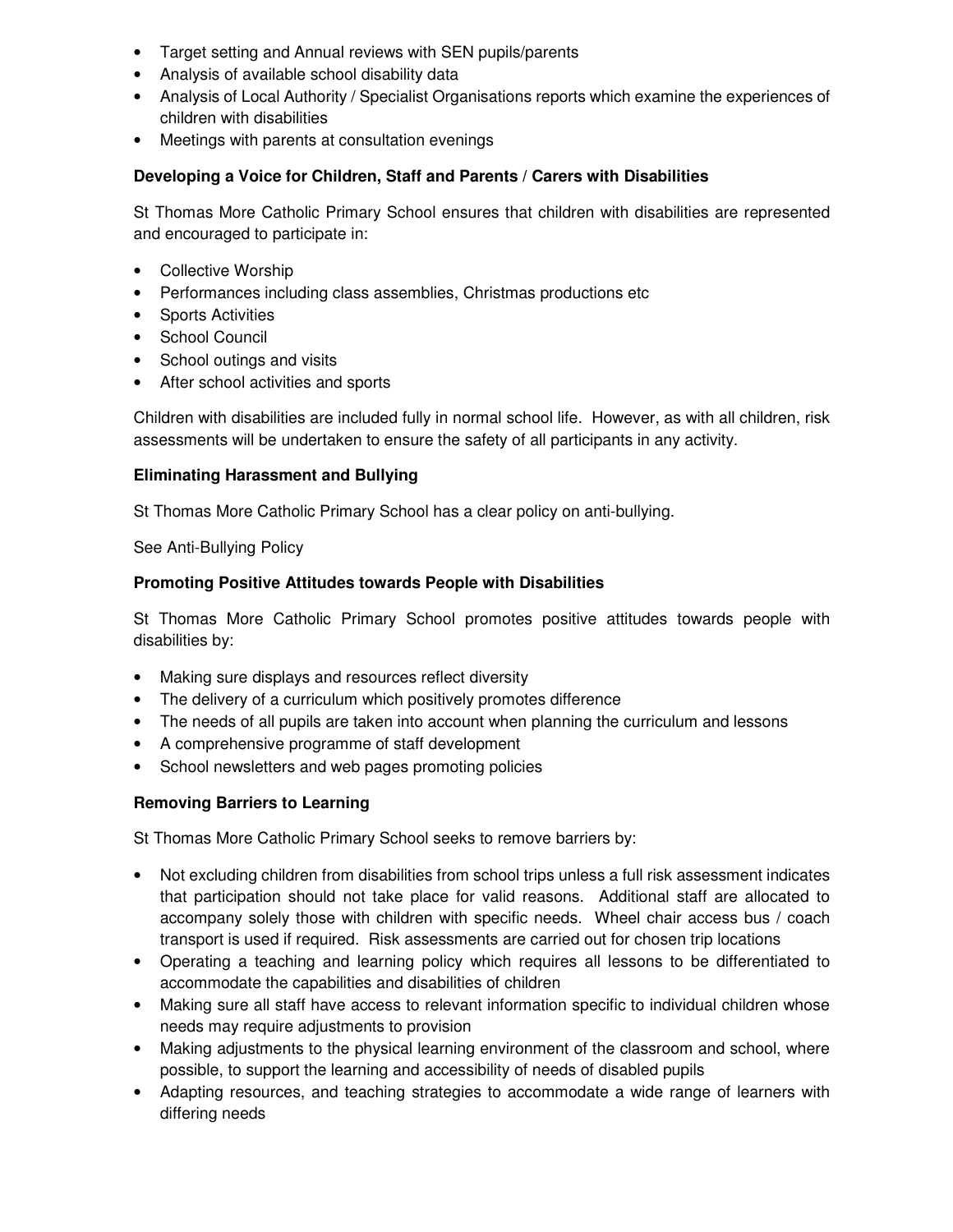- Target setting and Annual reviews with SEN pupils/parents
- Analysis of available school disability data
- Analysis of Local Authority / Specialist Organisations reports which examine the experiences of children with disabilities
- Meetings with parents at consultation evenings

**Developing a Voice for Children, Staff and Parents / Carers with Disabilities**

St Thomas More Catholic Primary School ensures that children with disabilities are represented and encouraged to participate in:

- Collective Worship
- Performances including class assemblies, Christmas productions etc
- Sports Activities
- School Council
- School outings and visits
- After school activities and sports

Children with disabilities are included fully in normal school life. However, as with all children, risk assessments will be undertaken to ensure the safety of all participants in any activity.

**Eliminating Harassment and Bullying**

St Thomas More Catholic Primary School has a clear policy on anti-bullying.

See Anti-Bullying Policy

**Promoting Positive Attitudes towards People with Disabilities**

St Thomas More Catholic Primary School promotes positive attitudes towards people with disabilities by:

- Making sure displays and resources reflect diversity
- The delivery of a curriculum which positively promotes difference
- The needs of all pupils are taken into account when planning the curriculum and lessons
- A comprehensive programme of staff development
- School newsletters and web pages promoting policies

**Removing Barriers to Learning**

St Thomas More Catholic Primary School seeks to remove barriers by:

- Not excluding children from disabilities from school trips unless a full risk assessment indicates that participation should not take place for valid reasons. Additional staff are allocated to accompany solely those with children with specific needs. Wheel chair access bus / coach transport is used if required. Risk assessments are carried out for chosen trip locations
- Operating a teaching and learning policy which requires all lessons to be differentiated to accommodate the capabilities and disabilities of children
- Making sure all staff have access to relevant information specific to individual children whose needs may require adjustments to provision
- Making adjustments to the physical learning environment of the classroom and school, where possible, to support the learning and accessibility of needs of disabled pupils
- Adapting resources, and teaching strategies to accommodate a wide range of learners with differing needs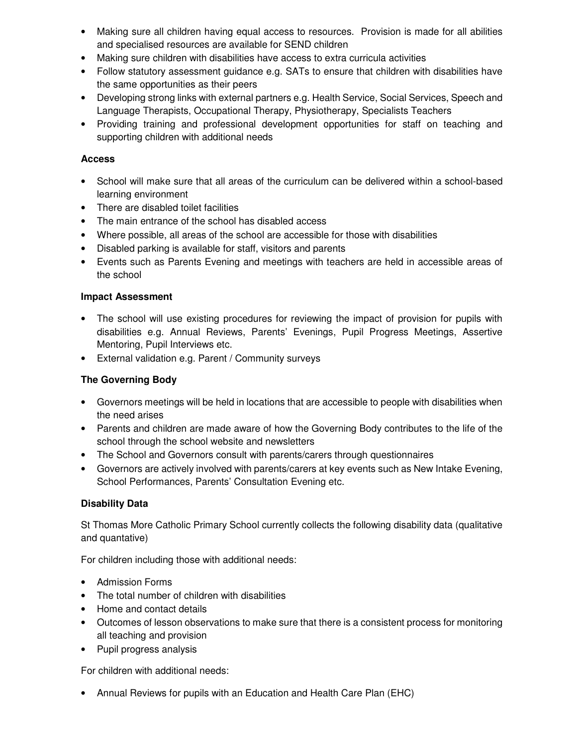- Making sure all children having equal access to resources. Provision is made for all abilities and specialised resources are available for SEND children
- Making sure children with disabilities have access to extra curricula activities
- Follow statutory assessment guidance e.g. SATs to ensure that children with disabilities have the same opportunities as their peers
- Developing strong links with external partners e.g. Health Service, Social Services, Speech and Language Therapists, Occupational Therapy, Physiotherapy, Specialists Teachers
- Providing training and professional development opportunities for staff on teaching and supporting children with additional needs

**Access**

- School will make sure that all areas of the curriculum can be delivered within a school-based learning environment
- There are disabled toilet facilities
- The main entrance of the school has disabled access
- Where possible, all areas of the school are accessible for those with disabilities
- Disabled parking is available for staff, visitors and parents
- Events such as Parents Evening and meetings with teachers are held in accessible areas of the school

**Impact Assessment**

- The school will use existing procedures for reviewing the impact of provision for pupils with disabilities e.g. Annual Reviews, Parents' Evenings, Pupil Progress Meetings, Assertive Mentoring, Pupil Interviews etc.
- External validation e.g. Parent / Community surveys

**The Governing Body**

- Governors meetings will be held in locations that are accessible to people with disabilities when the need arises
- Parents and children are made aware of how the Governing Body contributes to the life of the school through the school website and newsletters
- The School and Governors consult with parents/carers through questionnaires
- Governors are actively involved with parents/carers at key events such as New Intake Evening, School Performances, Parents' Consultation Evening etc.

**Disability Data**

St Thomas More Catholic Primary School currently collects the following disability data (qualitative and quantative)

For children including those with additional needs:

- Admission Forms
- The total number of children with disabilities
- Home and contact details
- Outcomes of lesson observations to make sure that there is a consistent process for monitoring all teaching and provision
- Pupil progress analysis

For children with additional needs:

- Annual Reviews for pupils with an Education and Health Care Plan (EHC)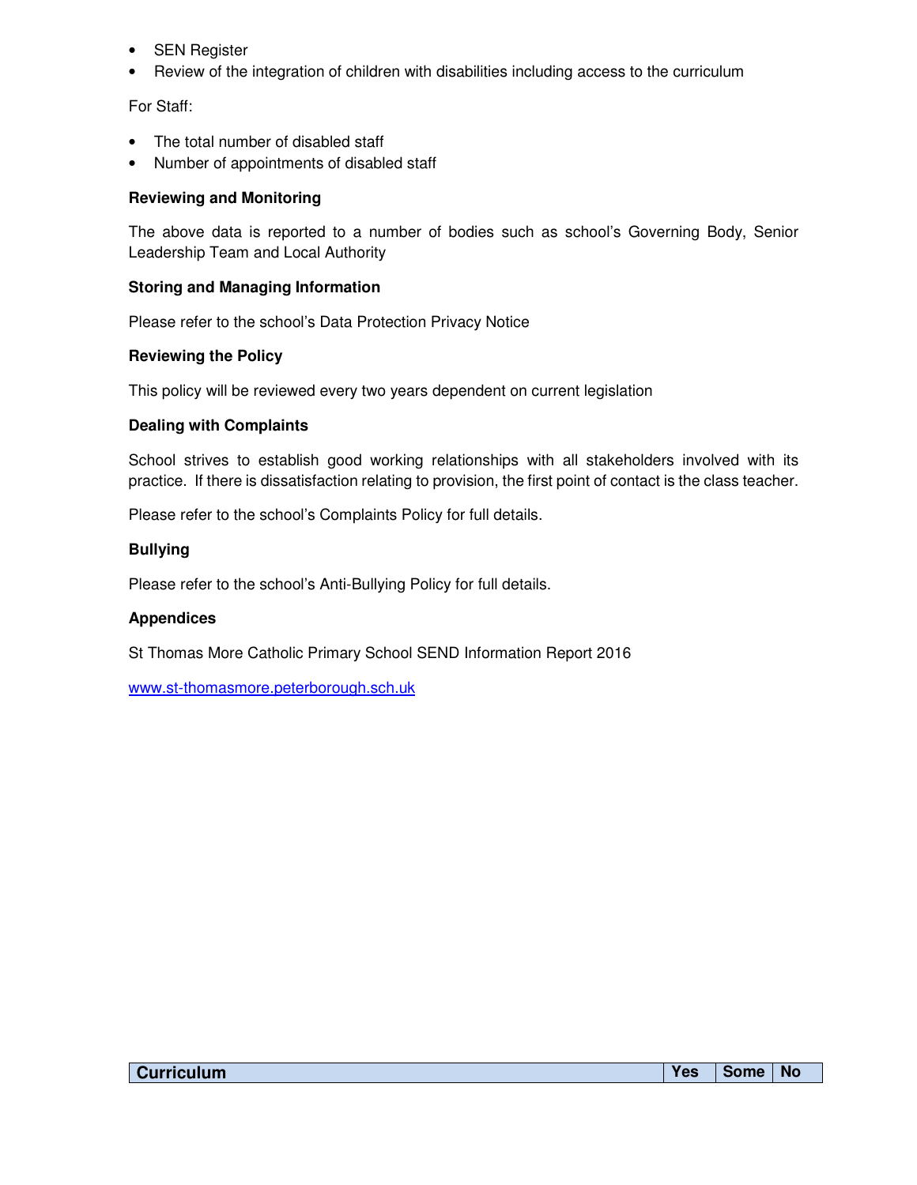- SEN Register
- Review of the integration of children with disabilities including access to the curriculum

For Staff:

- The total number of disabled staff
- Number of appointments of disabled staff

**Reviewing and Monitoring**

The above data is reported to a number of bodies such as school's Governing Body, Senior Leadership Team and Local Authority

**Storing and Managing Information**

Please refer to the school's Data Protection Privacy Notice

**Reviewing the Policy**

This policy will be reviewed every two years dependent on current legislation

**Dealing with Complaints**

School strives to establish good working relationships with all stakeholders involved with its practice. If there is dissatisfaction relating to provision, the first point of contact is the class teacher.

Please refer to the school's Complaints Policy for full details.

**Bullying**

Please refer to the school's Anti-Bullying Policy for full details.

**Appendices**

St Thomas More Catholic Primary School SEND Information Report 2016

www.st-thomasmore.peterborough.sch.uk

| Curriculum | Yes | Some | No |
|---|---|---|---|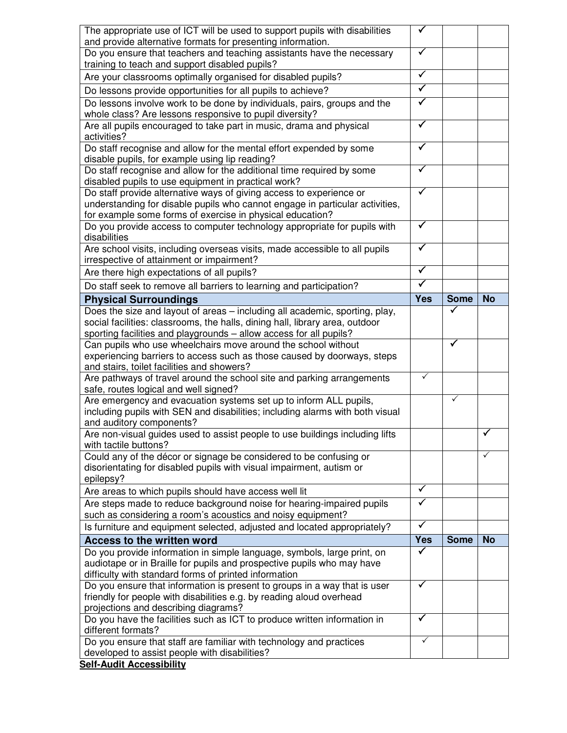| | | | |
|---|---|---|---|
| The appropriate use of ICT will be used to support pupils with disabilities and provide alternative formats for presenting information. | ✓ | | |
| Do you ensure that teachers and teaching assistants have the necessary training to teach and support disabled pupils? | ✓ | | |
| Are your classrooms optimally organised for disabled pupils? | ✓ | | |
| Do lessons provide opportunities for all pupils to achieve? | ✓ | | |
| Do lessons involve work to be done by individuals, pairs, groups and the whole class? Are lessons responsive to pupil diversity? | ✓ | | |
| Are all pupils encouraged to take part in music, drama and physical activities? | ✓ | | |
| Do staff recognise and allow for the mental effort expended by some disable pupils, for example using lip reading? | ✓ | | |
| Do staff recognise and allow for the additional time required by some disabled pupils to use equipment in practical work? | ✓ | | |
| Do staff provide alternative ways of giving access to experience or understanding for disable pupils who cannot engage in particular activities, for example some forms of exercise in physical education? | ✓ | | |
| Do you provide access to computer technology appropriate for pupils with disabilities | ✓ | | |
| Are school visits, including overseas visits, made accessible to all pupils irrespective of attainment or impairment? | ✓ | | |
| Are there high expectations of all pupils? | ✓ | | |
| Do staff seek to remove all barriers to learning and participation? | ✓ | | |
| **Physical Surroundings** | **Yes** | **Some** | **No** |
| Does the size and layout of areas – including all academic, sporting, play, social facilities: classrooms, the halls, dining hall, library area, outdoor sporting facilities and playgrounds – allow access for all pupils? | | ✓ | |
| Can pupils who use wheelchairs move around the school without experiencing barriers to access such as those caused by doorways, steps and stairs, toilet facilities and showers? | | ✓ | |
| Are pathways of travel around the school site and parking arrangements safe, routes logical and well signed? | ✓ | | |
| Are emergency and evacuation systems set up to inform ALL pupils, including pupils with SEN and disabilities; including alarms with both visual and auditory components? | | ✓ | |
| Are non-visual guides used to assist people to use buildings including lifts with tactile buttons? | | | ✓ |
| Could any of the décor or signage be considered to be confusing or disorientating for disabled pupils with visual impairment, autism or epilepsy? | | | ✓ |
| Are areas to which pupils should have access well lit | ✓ | | |
| Are steps made to reduce background noise for hearing-impaired pupils such as considering a room's acoustics and noisy equipment? | ✓ | | |
| Is furniture and equipment selected, adjusted and located appropriately? | ✓ | | |
| **Access to the written word** | **Yes** | **Some** | **No** |
| Do you provide information in simple language, symbols, large print, on audiotape or in Braille for pupils and prospective pupils who may have difficulty with standard forms of printed information | ✓ | | |
| Do you ensure that information is present to groups in a way that is user friendly for people with disabilities e.g. by reading aloud overhead projections and describing diagrams? | ✓ | | |
| Do you have the facilities such as ICT to produce written information in different formats? | ✓ | | |
| Do you ensure that staff are familiar with technology and practices developed to assist people with disabilities? | ✓ | | |

**Self-Audit Accessibility**